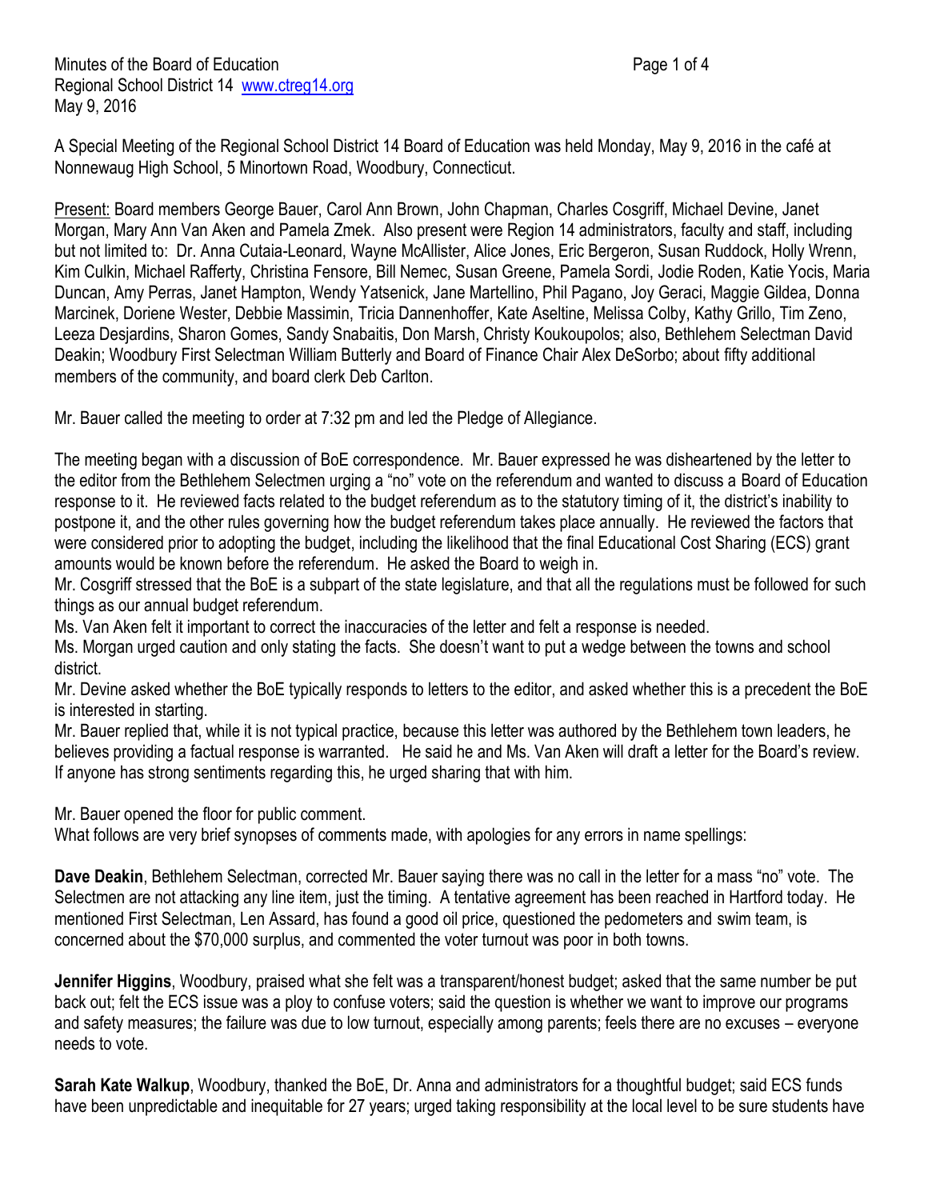Minutes of the Board of Education
Regional School District 14 www.ctreg14.org
May 9, 2016

A Special Meeting of the Regional School District 14 Board of Education was held Monday, May 9, 2016 in the café at Nonnewaug High School, 5 Minortown Road, Woodbury, Connecticut.

Present: Board members George Bauer, Carol Ann Brown, John Chapman, Charles Cosgriff, Michael Devine, Janet Morgan, Mary Ann Van Aken and Pamela Zmek. Also present were Region 14 administrators, faculty and staff, including but not limited to: Dr. Anna Cutaia-Leonard, Wayne McAllister, Alice Jones, Eric Bergeron, Susan Ruddock, Holly Wrenn, Kim Culkin, Michael Rafferty, Christina Fensore, Bill Nemec, Susan Greene, Pamela Sordi, Jodie Roden, Katie Yocis, Maria Duncan, Amy Perras, Janet Hampton, Wendy Yatsenick, Jane Martellino, Phil Pagano, Joy Geraci, Maggie Gildea, Donna Marcinek, Doriene Wester, Debbie Massimin, Tricia Dannenhoffer, Kate Aseltine, Melissa Colby, Kathy Grillo, Tim Zeno, Leeza Desjardins, Sharon Gomes, Sandy Snabaitis, Don Marsh, Christy Koukoupolos; also, Bethlehem Selectman David Deakin; Woodbury First Selectman William Butterly and Board of Finance Chair Alex DeSorbo; about fifty additional members of the community, and board clerk Deb Carlton.

Mr. Bauer called the meeting to order at 7:32 pm and led the Pledge of Allegiance.

The meeting began with a discussion of BoE correspondence. Mr. Bauer expressed he was disheartened by the letter to the editor from the Bethlehem Selectmen urging a "no" vote on the referendum and wanted to discuss a Board of Education response to it. He reviewed facts related to the budget referendum as to the statutory timing of it, the district's inability to postpone it, and the other rules governing how the budget referendum takes place annually. He reviewed the factors that were considered prior to adopting the budget, including the likelihood that the final Educational Cost Sharing (ECS) grant amounts would be known before the referendum. He asked the Board to weigh in.

Mr. Cosgriff stressed that the BoE is a subpart of the state legislature, and that all the regulations must be followed for such things as our annual budget referendum.

Ms. Van Aken felt it important to correct the inaccuracies of the letter and felt a response is needed.

Ms. Morgan urged caution and only stating the facts. She doesn't want to put a wedge between the towns and school district.

Mr. Devine asked whether the BoE typically responds to letters to the editor, and asked whether this is a precedent the BoE is interested in starting.

Mr. Bauer replied that, while it is not typical practice, because this letter was authored by the Bethlehem town leaders, he believes providing a factual response is warranted. He said he and Ms. Van Aken will draft a letter for the Board's review. If anyone has strong sentiments regarding this, he urged sharing that with him.

Mr. Bauer opened the floor for public comment.

What follows are very brief synopses of comments made, with apologies for any errors in name spellings:

**Dave Deakin**, Bethlehem Selectman, corrected Mr. Bauer saying there was no call in the letter for a mass "no" vote. The Selectmen are not attacking any line item, just the timing. A tentative agreement has been reached in Hartford today. He mentioned First Selectman, Len Assard, has found a good oil price, questioned the pedometers and swim team, is concerned about the $70,000 surplus, and commented the voter turnout was poor in both towns.

**Jennifer Higgins**, Woodbury, praised what she felt was a transparent/honest budget; asked that the same number be put back out; felt the ECS issue was a ploy to confuse voters; said the question is whether we want to improve our programs and safety measures; the failure was due to low turnout, especially among parents; feels there are no excuses – everyone needs to vote.

**Sarah Kate Walkup**, Woodbury, thanked the BoE, Dr. Anna and administrators for a thoughtful budget; said ECS funds have been unpredictable and inequitable for 27 years; urged taking responsibility at the local level to be sure students have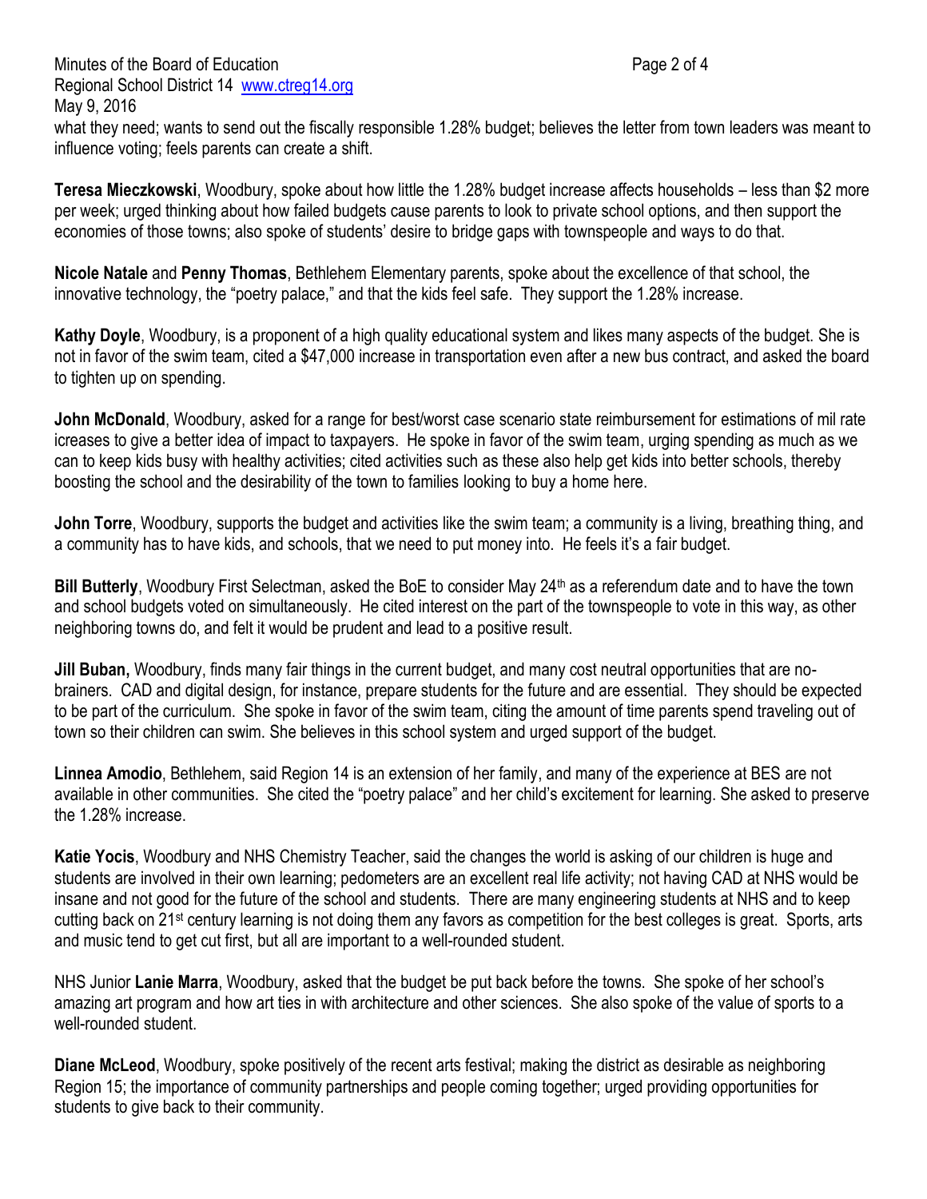what they need; wants to send out the fiscally responsible 1.28% budget; believes the letter from town leaders was meant to influence voting; feels parents can create a shift.

**Teresa Mieczkowski**, Woodbury, spoke about how little the 1.28% budget increase affects households – less than $2 more per week; urged thinking about how failed budgets cause parents to look to private school options, and then support the economies of those towns; also spoke of students' desire to bridge gaps with townspeople and ways to do that.

**Nicole Natale** and **Penny Thomas**, Bethlehem Elementary parents, spoke about the excellence of that school, the innovative technology, the "poetry palace," and that the kids feel safe. They support the 1.28% increase.

**Kathy Doyle**, Woodbury, is a proponent of a high quality educational system and likes many aspects of the budget. She is not in favor of the swim team, cited a $47,000 increase in transportation even after a new bus contract, and asked the board to tighten up on spending.

**John McDonald**, Woodbury, asked for a range for best/worst case scenario state reimbursement for estimations of mil rate icreases to give a better idea of impact to taxpayers. He spoke in favor of the swim team, urging spending as much as we can to keep kids busy with healthy activities; cited activities such as these also help get kids into better schools, thereby boosting the school and the desirability of the town to families looking to buy a home here.

**John Torre**, Woodbury, supports the budget and activities like the swim team; a community is a living, breathing thing, and a community has to have kids, and schools, that we need to put money into. He feels it's a fair budget.

**Bill Butterly**, Woodbury First Selectman, asked the BoE to consider May 24th as a referendum date and to have the town and school budgets voted on simultaneously. He cited interest on the part of the townspeople to vote in this way, as other neighboring towns do, and felt it would be prudent and lead to a positive result.

**Jill Buban,** Woodbury, finds many fair things in the current budget, and many cost neutral opportunities that are no-brainers. CAD and digital design, for instance, prepare students for the future and are essential. They should be expected to be part of the curriculum. She spoke in favor of the swim team, citing the amount of time parents spend traveling out of town so their children can swim. She believes in this school system and urged support of the budget.

**Linnea Amodio**, Bethlehem, said Region 14 is an extension of her family, and many of the experience at BES are not available in other communities. She cited the "poetry palace" and her child's excitement for learning. She asked to preserve the 1.28% increase.

**Katie Yocis**, Woodbury and NHS Chemistry Teacher, said the changes the world is asking of our children is huge and students are involved in their own learning; pedometers are an excellent real life activity; not having CAD at NHS would be insane and not good for the future of the school and students. There are many engineering students at NHS and to keep cutting back on 21st century learning is not doing them any favors as competition for the best colleges is great. Sports, arts and music tend to get cut first, but all are important to a well-rounded student.

NHS Junior **Lanie Marra**, Woodbury, asked that the budget be put back before the towns. She spoke of her school's amazing art program and how art ties in with architecture and other sciences. She also spoke of the value of sports to a well-rounded student.

**Diane McLeod**, Woodbury, spoke positively of the recent arts festival; making the district as desirable as neighboring Region 15; the importance of community partnerships and people coming together; urged providing opportunities for students to give back to their community.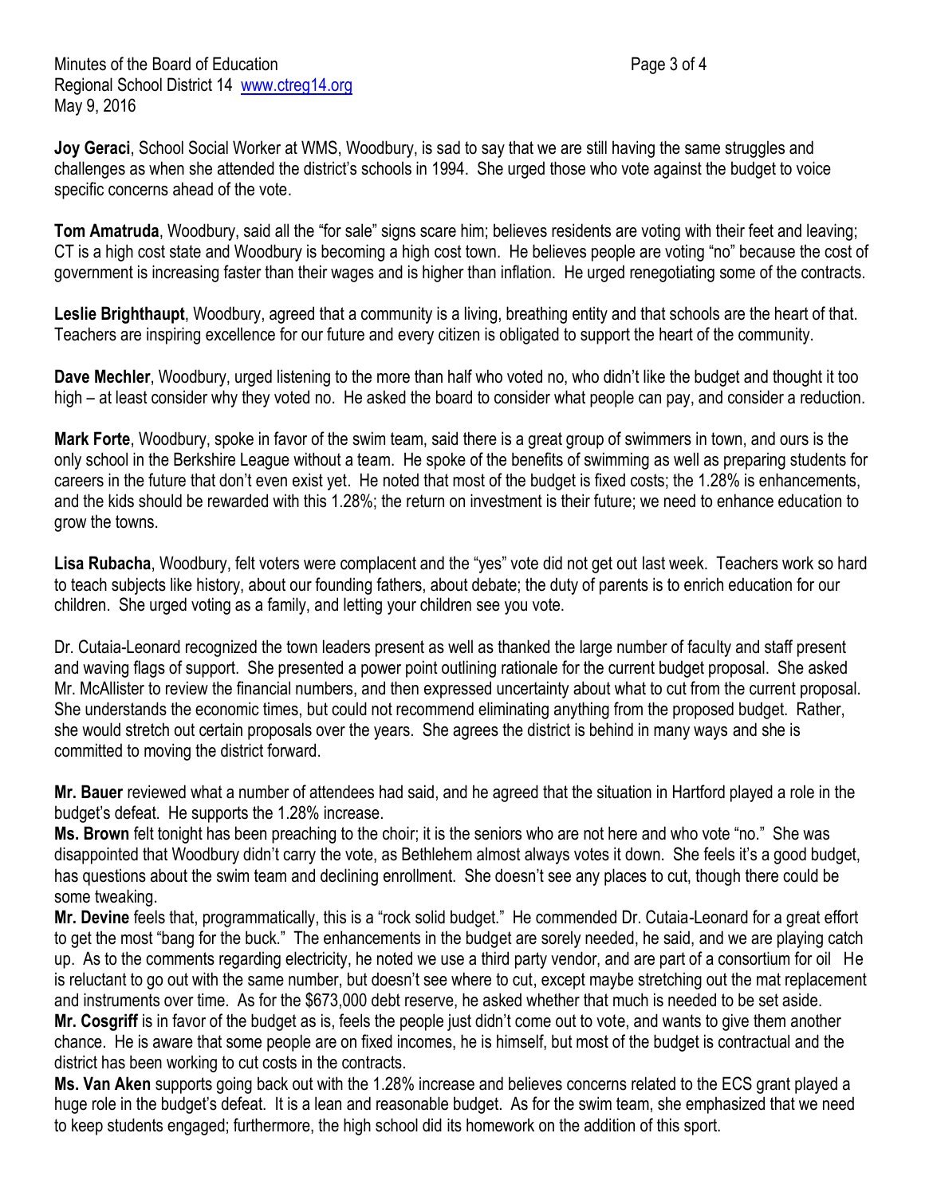**Joy Geraci**, School Social Worker at WMS, Woodbury, is sad to say that we are still having the same struggles and challenges as when she attended the district's schools in 1994. She urged those who vote against the budget to voice specific concerns ahead of the vote.

**Tom Amatruda**, Woodbury, said all the "for sale" signs scare him; believes residents are voting with their feet and leaving; CT is a high cost state and Woodbury is becoming a high cost town. He believes people are voting "no" because the cost of government is increasing faster than their wages and is higher than inflation. He urged renegotiating some of the contracts.

**Leslie Brighthaupt**, Woodbury, agreed that a community is a living, breathing entity and that schools are the heart of that. Teachers are inspiring excellence for our future and every citizen is obligated to support the heart of the community.

**Dave Mechler**, Woodbury, urged listening to the more than half who voted no, who didn't like the budget and thought it too high – at least consider why they voted no. He asked the board to consider what people can pay, and consider a reduction.

**Mark Forte**, Woodbury, spoke in favor of the swim team, said there is a great group of swimmers in town, and ours is the only school in the Berkshire League without a team. He spoke of the benefits of swimming as well as preparing students for careers in the future that don't even exist yet. He noted that most of the budget is fixed costs; the 1.28% is enhancements, and the kids should be rewarded with this 1.28%; the return on investment is their future; we need to enhance education to grow the towns.

**Lisa Rubacha**, Woodbury, felt voters were complacent and the "yes" vote did not get out last week. Teachers work so hard to teach subjects like history, about our founding fathers, about debate; the duty of parents is to enrich education for our children. She urged voting as a family, and letting your children see you vote.

Dr. Cutaia-Leonard recognized the town leaders present as well as thanked the large number of faculty and staff present and waving flags of support. She presented a power point outlining rationale for the current budget proposal. She asked Mr. McAllister to review the financial numbers, and then expressed uncertainty about what to cut from the current proposal. She understands the economic times, but could not recommend eliminating anything from the proposed budget. Rather, she would stretch out certain proposals over the years. She agrees the district is behind in many ways and she is committed to moving the district forward.

**Mr. Bauer** reviewed what a number of attendees had said, and he agreed that the situation in Hartford played a role in the budget's defeat. He supports the 1.28% increase.

**Ms. Brown** felt tonight has been preaching to the choir; it is the seniors who are not here and who vote "no." She was disappointed that Woodbury didn't carry the vote, as Bethlehem almost always votes it down. She feels it's a good budget, has questions about the swim team and declining enrollment. She doesn't see any places to cut, though there could be some tweaking.

**Mr. Devine** feels that, programmatically, this is a "rock solid budget." He commended Dr. Cutaia-Leonard for a great effort to get the most "bang for the buck." The enhancements in the budget are sorely needed, he said, and we are playing catch up. As to the comments regarding electricity, he noted we use a third party vendor, and are part of a consortium for oil He is reluctant to go out with the same number, but doesn't see where to cut, except maybe stretching out the mat replacement and instruments over time. As for the $673,000 debt reserve, he asked whether that much is needed to be set aside.

**Mr. Cosgriff** is in favor of the budget as is, feels the people just didn't come out to vote, and wants to give them another chance. He is aware that some people are on fixed incomes, he is himself, but most of the budget is contractual and the district has been working to cut costs in the contracts.

**Ms. Van Aken** supports going back out with the 1.28% increase and believes concerns related to the ECS grant played a huge role in the budget's defeat. It is a lean and reasonable budget. As for the swim team, she emphasized that we need to keep students engaged; furthermore, the high school did its homework on the addition of this sport.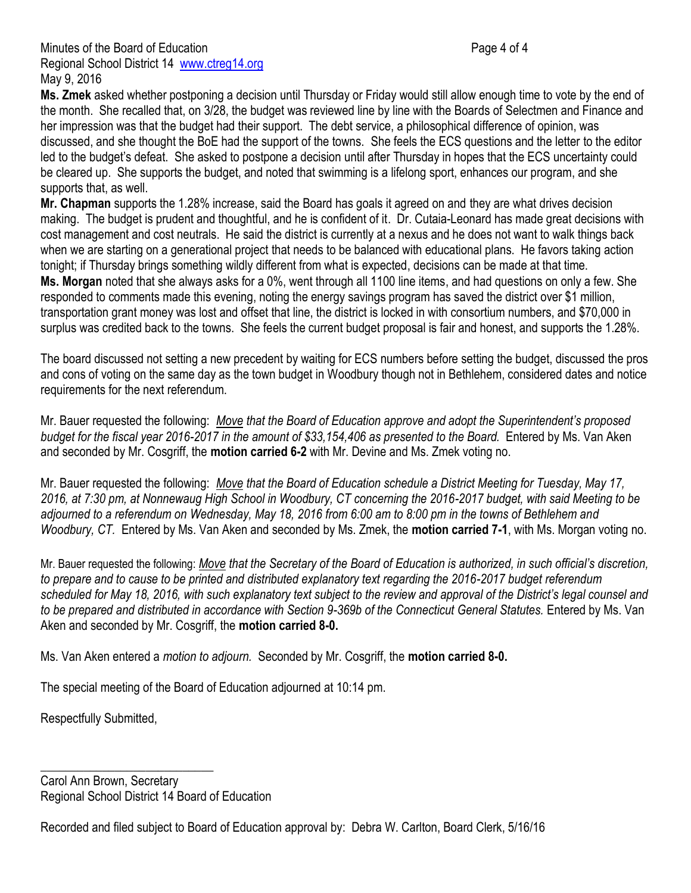**Ms. Zmek** asked whether postponing a decision until Thursday or Friday would still allow enough time to vote by the end of the month. She recalled that, on 3/28, the budget was reviewed line by line with the Boards of Selectmen and Finance and her impression was that the budget had their support. The debt service, a philosophical difference of opinion, was discussed, and she thought the BoE had the support of the towns. She feels the ECS questions and the letter to the editor led to the budget's defeat. She asked to postpone a decision until after Thursday in hopes that the ECS uncertainty could be cleared up. She supports the budget, and noted that swimming is a lifelong sport, enhances our program, and she supports that, as well.

**Mr. Chapman** supports the 1.28% increase, said the Board has goals it agreed on and they are what drives decision making. The budget is prudent and thoughtful, and he is confident of it. Dr. Cutaia-Leonard has made great decisions with cost management and cost neutrals. He said the district is currently at a nexus and he does not want to walk things back when we are starting on a generational project that needs to be balanced with educational plans. He favors taking action tonight; if Thursday brings something wildly different from what is expected, decisions can be made at that time.

**Ms. Morgan** noted that she always asks for a 0%, went through all 1100 line items, and had questions on only a few. She responded to comments made this evening, noting the energy savings program has saved the district over $1 million, transportation grant money was lost and offset that line, the district is locked in with consortium numbers, and $70,000 in surplus was credited back to the towns. She feels the current budget proposal is fair and honest, and supports the 1.28%.

The board discussed not setting a new precedent by waiting for ECS numbers before setting the budget, discussed the pros and cons of voting on the same day as the town budget in Woodbury though not in Bethlehem, considered dates and notice requirements for the next referendum.

Mr. Bauer requested the following: *Move that the Board of Education approve and adopt the Superintendent's proposed budget for the fiscal year 2016-2017 in the amount of $33,154,406 as presented to the Board.* Entered by Ms. Van Aken and seconded by Mr. Cosgriff, the **motion carried 6-2** with Mr. Devine and Ms. Zmek voting no.

Mr. Bauer requested the following: *Move that the Board of Education schedule a District Meeting for Tuesday, May 17, 2016, at 7:30 pm, at Nonnewaug High School in Woodbury, CT concerning the 2016-2017 budget, with said Meeting to be adjourned to a referendum on Wednesday, May 18, 2016 from 6:00 am to 8:00 pm in the towns of Bethlehem and Woodbury, CT.* Entered by Ms. Van Aken and seconded by Ms. Zmek, the **motion carried 7-1**, with Ms. Morgan voting no.

Mr. Bauer requested the following: *Move that the Secretary of the Board of Education is authorized, in such official's discretion, to prepare and to cause to be printed and distributed explanatory text regarding the 2016-2017 budget referendum scheduled for May 18, 2016, with such explanatory text subject to the review and approval of the District's legal counsel and to be prepared and distributed in accordance with Section 9-369b of the Connecticut General Statutes.* Entered by Ms. Van Aken and seconded by Mr. Cosgriff, the **motion carried 8-0.**

Ms. Van Aken entered a *motion to adjourn.* Seconded by Mr. Cosgriff, the **motion carried 8-0.**

The special meeting of the Board of Education adjourned at 10:14 pm.

Respectfully Submitted,

\_\_\_\_\_\_\_\_\_\_\_\_\_\_\_\_\_\_\_\_\_\_\_\_\_\_\_\_

Carol Ann Brown, Secretary
Regional School District 14 Board of Education

Recorded and filed subject to Board of Education approval by: Debra W. Carlton, Board Clerk, 5/16/16